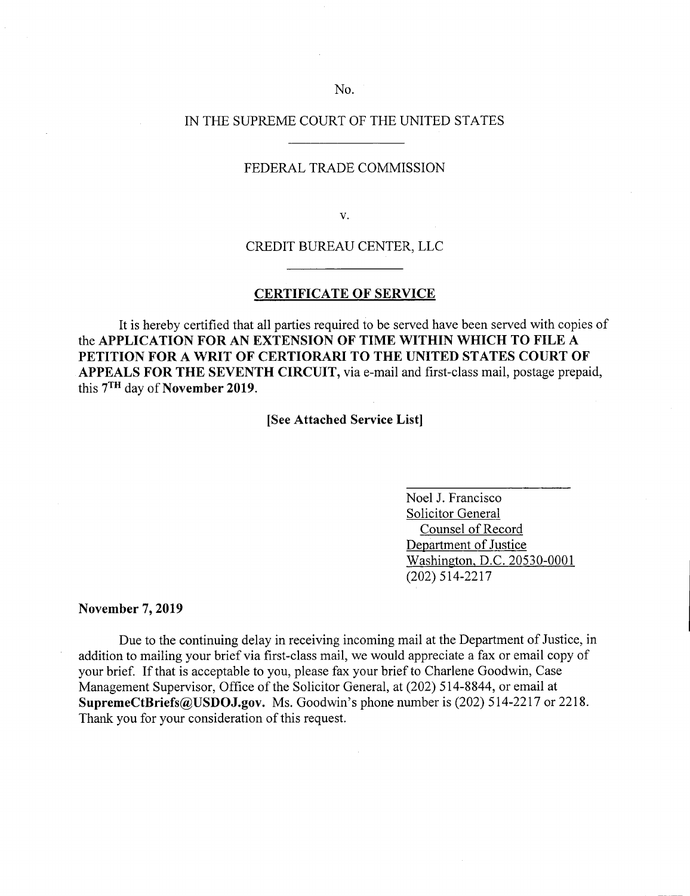No.

IN THE SUPREME COURT OF THE UNITED STATES

---

FEDERAL TRADE COMMISSION

v.

CREDIT BUREAU CENTER, LLC

---

**CERTIFICATE OF SERVICE**

It is hereby certified that all parties required to be served have been served with copies of the **APPLICATION FOR AN EXTENSION OF TIME WITHIN WHICH TO FILE A PETITION FOR A WRIT OF CERTIORARI TO THE UNITED STATES COURT OF APPEALS FOR THE SEVENTH CIRCUIT,** via e-mail and first-class mail, postage prepaid, this **7TH** day of **November 2019.**

**[See Attached Service List]**

Noel J. Francisco
Solicitor General
Counsel of Record
Department of Justice
Washington, D.C. 20530-0001
(202) 514-2217

**November 7, 2019**

Due to the continuing delay in receiving incoming mail at the Department of Justice, in addition to mailing your brief via first-class mail, we would appreciate a fax or email copy of your brief. If that is acceptable to you, please fax your brief to Charlene Goodwin, Case Management Supervisor, Office of the Solicitor General, at (202) 514-8844, or email at **SupremeCtBriefs@USDOJ.gov.** Ms. Goodwin's phone number is (202) 514-2217 or 2218. Thank you for your consideration of this request.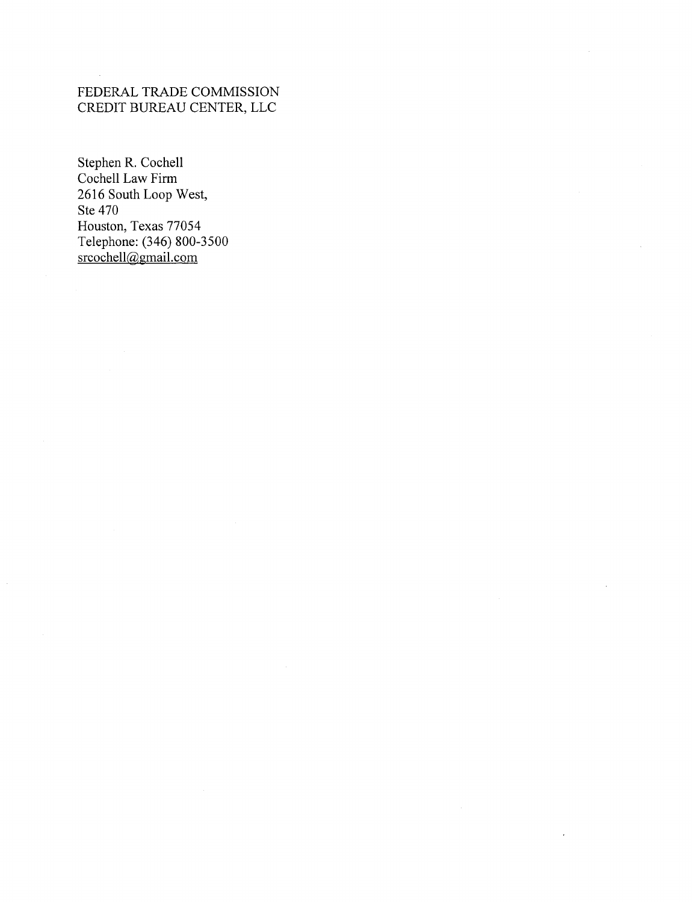FEDERAL TRADE COMMISSION
CREDIT BUREAU CENTER, LLC

Stephen R. Cochell
Cochell Law Firm
2616 South Loop West,
Ste 470
Houston, Texas 77054
Telephone: (346) 800-3500
srcochell@gmail.com